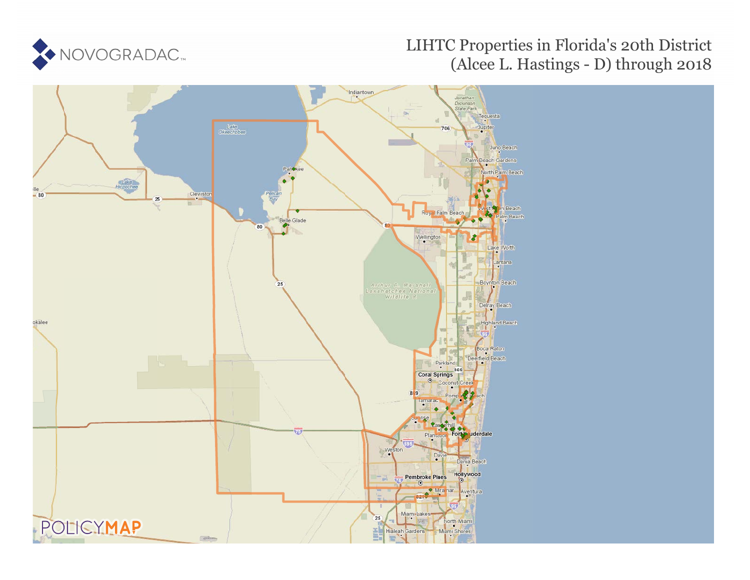NOVOGRADAC

# LIHTC Properties in Florida's 20th District (Alcee L. Hastings - D) through 2018

POLICYMAP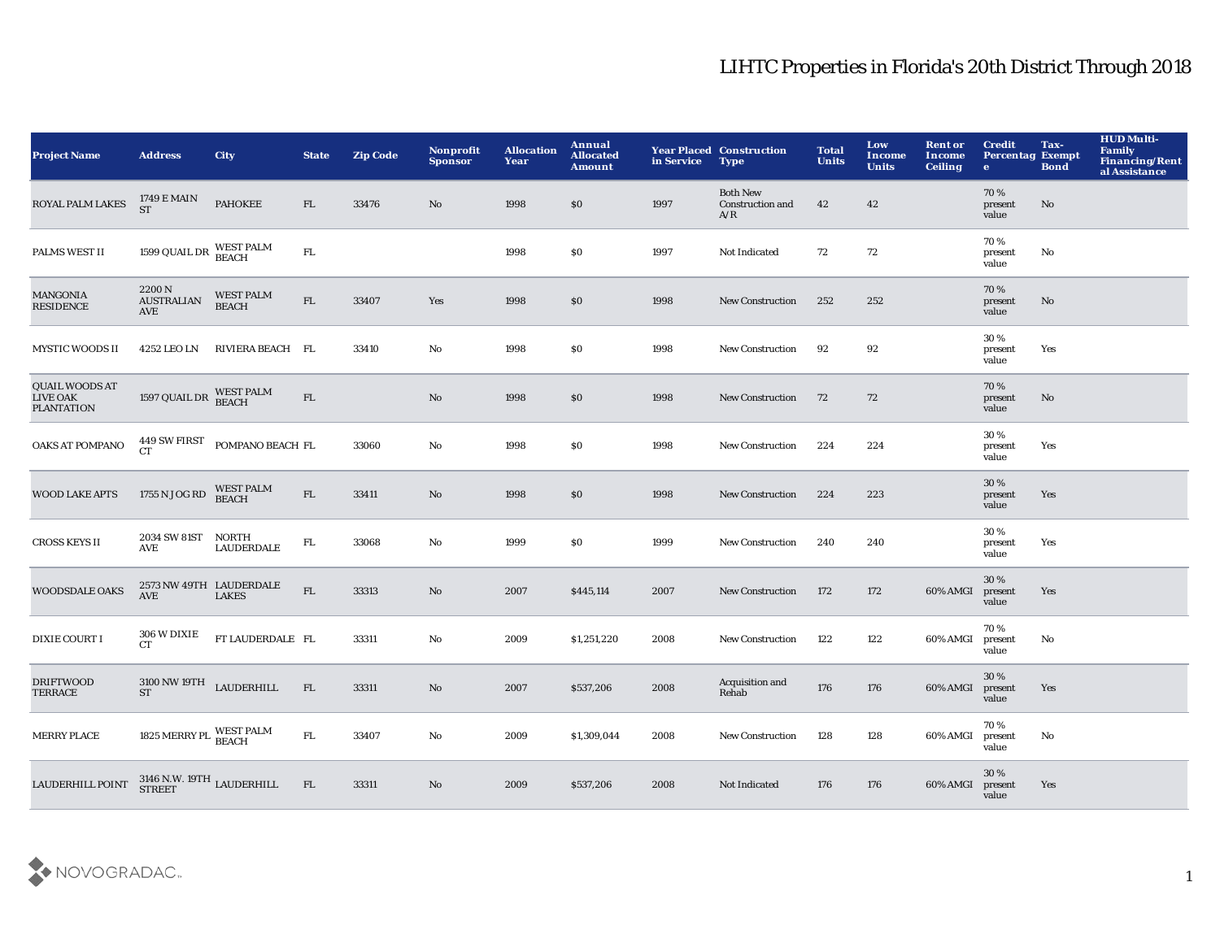# LIHTC Properties in Florida's 20th District Through 2018

| Project Name | Address | City | State | Zip Code | Nonprofit Sponsor | Allocation Year | Annual Allocated Amount | Year Placed in Service | Construction Type | Total Units | Low Income Units | Rent or Income Ceiling | Credit Percentage | Tax-Exempt Bond | HUD Multi-Family Financing/Rental Assistance |
|---|---|---|---|---|---|---|---|---|---|---|---|---|---|---|---|
| ROYAL PALM LAKES | 1749 E MAIN ST | PAHOKEE | FL | 33476 | No | 1998 | $0 | 1997 | Both New Construction and A/R | 42 | 42 | | 70 % present value | No | |
| PALMS WEST II | 1599 QUAIL DR | WEST PALM BEACH | FL | | | 1998 | $0 | 1997 | Not Indicated | 72 | 72 | | 70 % present value | No | |
| MANGONIA RESIDENCE | 2200 N AUSTRALIAN AVE | WEST PALM BEACH | FL | 33407 | Yes | 1998 | $0 | 1998 | New Construction | 252 | 252 | | 70 % present value | No | |
| MYSTIC WOODS II | 4252 LEO LN | RIVIERA BEACH | FL | 33410 | No | 1998 | $0 | 1998 | New Construction | 92 | 92 | | 30 % present value | Yes | |
| QUAIL WOODS AT LIVE OAK PLANTATION | 1597 QUAIL DR | WEST PALM BEACH | FL | | No | 1998 | $0 | 1998 | New Construction | 72 | 72 | | 70 % present value | No | |
| OAKS AT POMPANO | 449 SW FIRST CT | POMPANO BEACH | FL | 33060 | No | 1998 | $0 | 1998 | New Construction | 224 | 224 | | 30 % present value | Yes | |
| WOOD LAKE APTS | 1755 N JOG RD | WEST PALM BEACH | FL | 33411 | No | 1998 | $0 | 1998 | New Construction | 224 | 223 | | 30 % present value | Yes | |
| CROSS KEYS II | 2034 SW 81ST AVE | NORTH LAUDERDALE | FL | 33068 | No | 1999 | $0 | 1999 | New Construction | 240 | 240 | | 30 % present value | Yes | |
| WOODSDALE OAKS | 2573 NW 49TH AVE | LAUDERDALE LAKES | FL | 33313 | No | 2007 | $445,114 | 2007 | New Construction | 172 | 172 | 60% AMGI | 30 % present value | Yes | |
| DIXIE COURT I | 306 W DIXIE CT | FT LAUDERDALE | FL | 33311 | No | 2009 | $1,251,220 | 2008 | New Construction | 122 | 122 | 60% AMGI | 70 % present value | No | |
| DRIFTWOOD TERRACE | 3100 NW 19TH ST | LAUDERHILL | FL | 33311 | No | 2007 | $537,206 | 2008 | Acquisition and Rehab | 176 | 176 | 60% AMGI | 30 % present value | Yes | |
| MERRY PLACE | 1825 MERRY PL | WEST PALM BEACH | FL | 33407 | No | 2009 | $1,309,044 | 2008 | New Construction | 128 | 128 | 60% AMGI | 70 % present value | No | |
| LAUDERHILL POINT | 3146 N.W. 19TH STREET | LAUDERHILL | FL | 33311 | No | 2009 | $537,206 | 2008 | Not Indicated | 176 | 176 | 60% AMGI | 30 % present value | Yes | |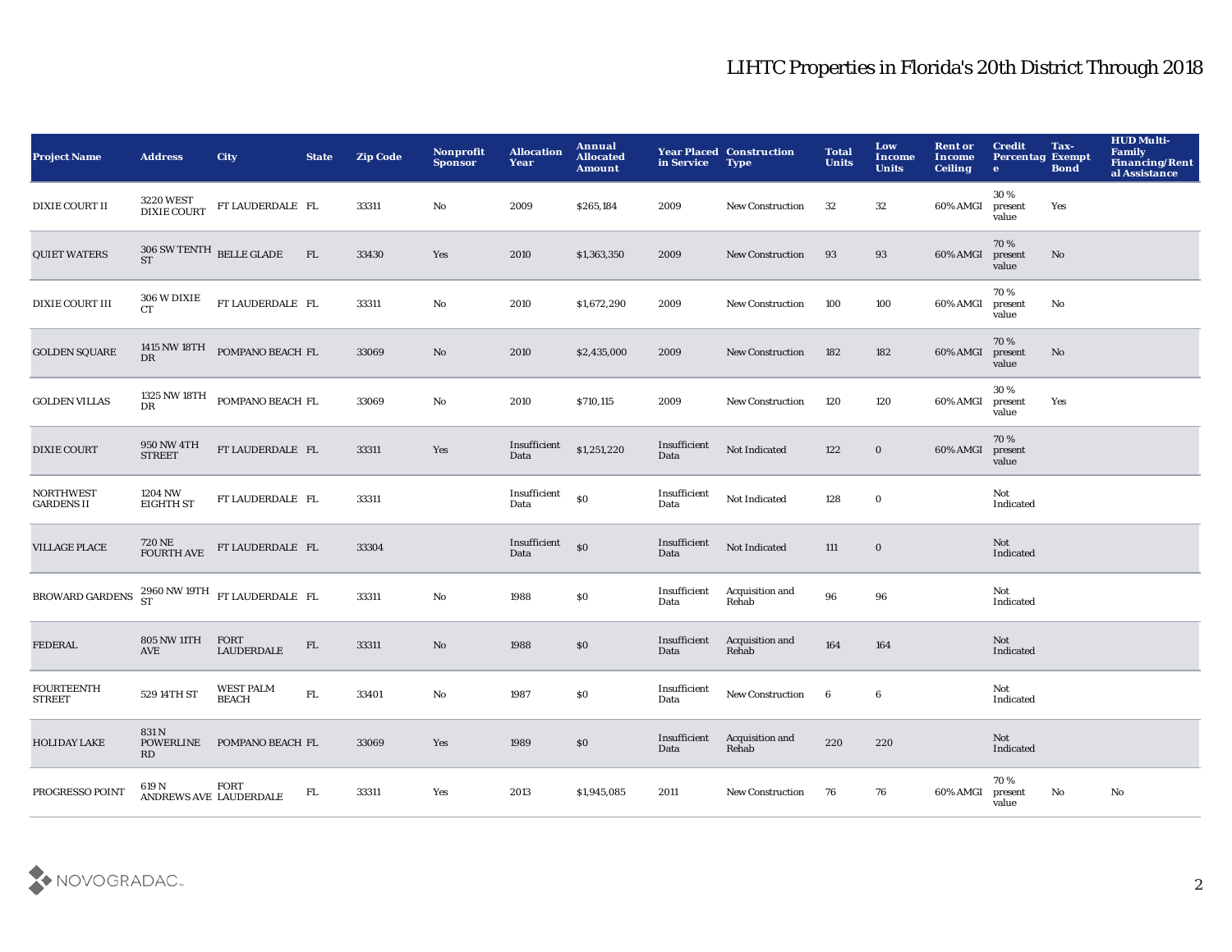# LIHTC Properties in Florida's 20th District Through 2018

| Project Name | Address | City | State | Zip Code | Nonprofit Sponsor | Allocation Year | Annual Allocated Amount | Year Placed in Service | Construction Type | Total Units | Low Income Units | Rent or Income Ceiling | Credit Percentage | Tax-Exempt Bond | HUD Multi-Family Financing/Rental Assistance |
|---|---|---|---|---|---|---|---|---|---|---|---|---|---|---|---|
| DIXIE COURT II | 3220 WEST DIXIE COURT | FT LAUDERDALE | FL | 33311 | No | 2009 | $265,184 | 2009 | New Construction | 32 | 32 | 60% AMGI | 30 % present value | Yes | |
| QUIET WATERS | 306 SW TENTH ST | BELLE GLADE | FL | 33430 | Yes | 2010 | $1,363,350 | 2009 | New Construction | 93 | 93 | 60% AMGI | 70 % present value | No | |
| DIXIE COURT III | 306 W DIXIE CT | FT LAUDERDALE | FL | 33311 | No | 2010 | $1,672,290 | 2009 | New Construction | 100 | 100 | 60% AMGI | 70 % present value | No | |
| GOLDEN SQUARE | 1415 NW 18TH DR | POMPANO BEACH | FL | 33069 | No | 2010 | $2,435,000 | 2009 | New Construction | 182 | 182 | 60% AMGI | 70 % present value | No | |
| GOLDEN VILLAS | 1325 NW 18TH DR | POMPANO BEACH | FL | 33069 | No | 2010 | $710,115 | 2009 | New Construction | 120 | 120 | 60% AMGI | 30 % present value | Yes | |
| DIXIE COURT | 950 NW 4TH STREET | FT LAUDERDALE | FL | 33311 | Yes | Insufficient Data | $1,251,220 | Insufficient Data | Not Indicated | 122 | 0 | 60% AMGI | 70 % present value | | |
| NORTHWEST GARDENS II | 1204 NW EIGHTH ST | FT LAUDERDALE | FL | 33311 | | Insufficient Data | $0 | Insufficient Data | Not Indicated | 128 | 0 | | Not Indicated | | |
| VILLAGE PLACE | 720 NE FOURTH AVE | FT LAUDERDALE | FL | 33304 | | Insufficient Data | $0 | Insufficient Data | Not Indicated | 111 | 0 | | Not Indicated | | |
| BROWARD GARDENS | 2960 NW 19TH ST | FT LAUDERDALE | FL | 33311 | No | 1988 | $0 | Insufficient Data | Acquisition and Rehab | 96 | 96 | | Not Indicated | | |
| FEDERAL | 805 NW 11TH AVE | FORT LAUDERDALE | FL | 33311 | No | 1988 | $0 | Insufficient Data | Acquisition and Rehab | 164 | 164 | | Not Indicated | | |
| FOURTEENTH STREET | 529 14TH ST | WEST PALM BEACH | FL | 33401 | No | 1987 | $0 | Insufficient Data | New Construction | 6 | 6 | | Not Indicated | | |
| HOLIDAY LAKE | 831 N POWERLINE RD | POMPANO BEACH | FL | 33069 | Yes | 1989 | $0 | Insufficient Data | Acquisition and Rehab | 220 | 220 | | Not Indicated | | |
| PROGRESSO POINT | 619 N ANDREWS AVE | FORT LAUDERDALE | FL | 33311 | Yes | 2013 | $1,945,085 | 2011 | New Construction | 76 | 76 | 60% AMGI | 70 % present value | No | No |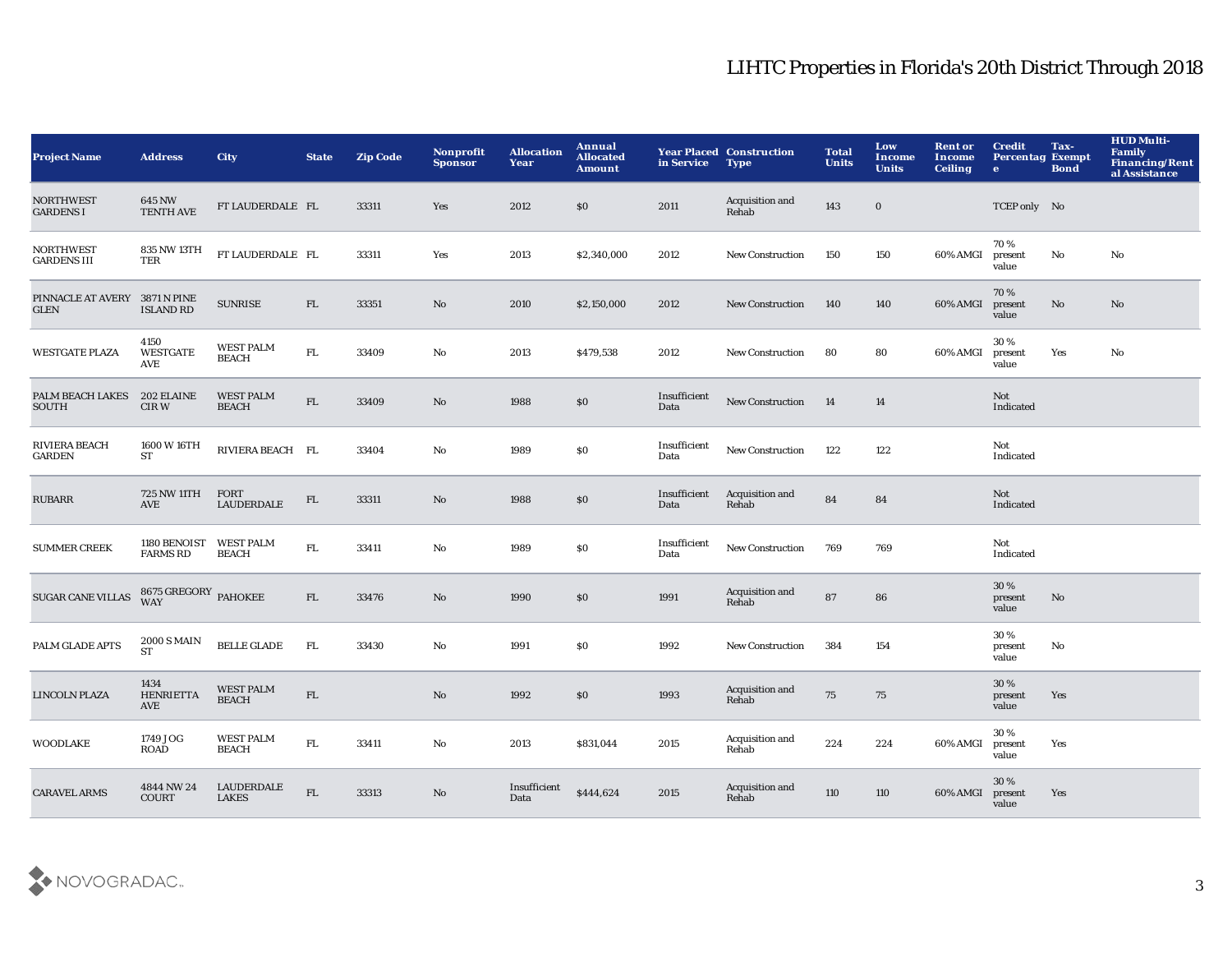# LIHTC Properties in Florida's 20th District Through 2018

| Project Name | Address | City | State | Zip Code | Nonprofit Sponsor | Allocation Year | Annual Allocated Amount | Year Placed in Service | Construction Type | Total Units | Low Income Units | Rent or Income Ceiling | Credit Percentage | Tax-Exempt Bond | HUD Multi-Family Financing/Rental Assistance |
|---|---|---|---|---|---|---|---|---|---|---|---|---|---|---|---|
| NORTHWEST GARDENS I | 645 NW TENTH AVE | FT LAUDERDALE | FL | 33311 | Yes | 2012 | $0 | 2011 | Acquisition and Rehab | 143 | 0 | | TCEP only | No | |
| NORTHWEST GARDENS III | 835 NW 13TH TER | FT LAUDERDALE | FL | 33311 | Yes | 2013 | $2,340,000 | 2012 | New Construction | 150 | 150 | 60% AMGI | 70 % present value | No | No |
| PINNACLE AT AVERY GLEN | 3871 N PINE ISLAND RD | SUNRISE | FL | 33351 | No | 2010 | $2,150,000 | 2012 | New Construction | 140 | 140 | 60% AMGI | 70 % present value | No | No |
| WESTGATE PLAZA | 4150 WESTGATE AVE | WEST PALM BEACH | FL | 33409 | No | 2013 | $479,538 | 2012 | New Construction | 80 | 80 | 60% AMGI | 30 % present value | Yes | No |
| PALM BEACH LAKES SOUTH | 202 ELAINE CIR W | WEST PALM BEACH | FL | 33409 | No | 1988 | $0 | Insufficient Data | New Construction | 14 | 14 | | Not Indicated | | |
| RIVIERA BEACH GARDEN | 1600 W 16TH ST | RIVIERA BEACH | FL | 33404 | No | 1989 | $0 | Insufficient Data | New Construction | 122 | 122 | | Not Indicated | | |
| RUBARR | 725 NW 11TH AVE | FORT LAUDERDALE | FL | 33311 | No | 1988 | $0 | Insufficient Data | Acquisition and Rehab | 84 | 84 | | Not Indicated | | |
| SUMMER CREEK | 1180 BENOIST FARMS RD | WEST PALM BEACH | FL | 33411 | No | 1989 | $0 | Insufficient Data | New Construction | 769 | 769 | | Not Indicated | | |
| SUGAR CANE VILLAS | 8675 GREGORY WAY | PAHOKEE | FL | 33476 | No | 1990 | $0 | 1991 | Acquisition and Rehab | 87 | 86 | | 30 % present value | No | |
| PALM GLADE APTS | 2000 S MAIN ST | BELLE GLADE | FL | 33430 | No | 1991 | $0 | 1992 | New Construction | 384 | 154 | | 30 % present value | No | |
| LINCOLN PLAZA | 1434 HENRIETTA AVE | WEST PALM BEACH | FL | | No | 1992 | $0 | 1993 | Acquisition and Rehab | 75 | 75 | | 30 % present value | Yes | |
| WOODLAKE | 1749 JOG ROAD | WEST PALM BEACH | FL | 33411 | No | 2013 | $831,044 | 2015 | Acquisition and Rehab | 224 | 224 | 60% AMGI | 30 % present value | Yes | |
| CARAVEL ARMS | 4844 NW 24 COURT | LAUDERDALE LAKES | FL | 33313 | No | Insufficient Data | $444,624 | 2015 | Acquisition and Rehab | 110 | 110 | 60% AMGI | 30 % present value | Yes | |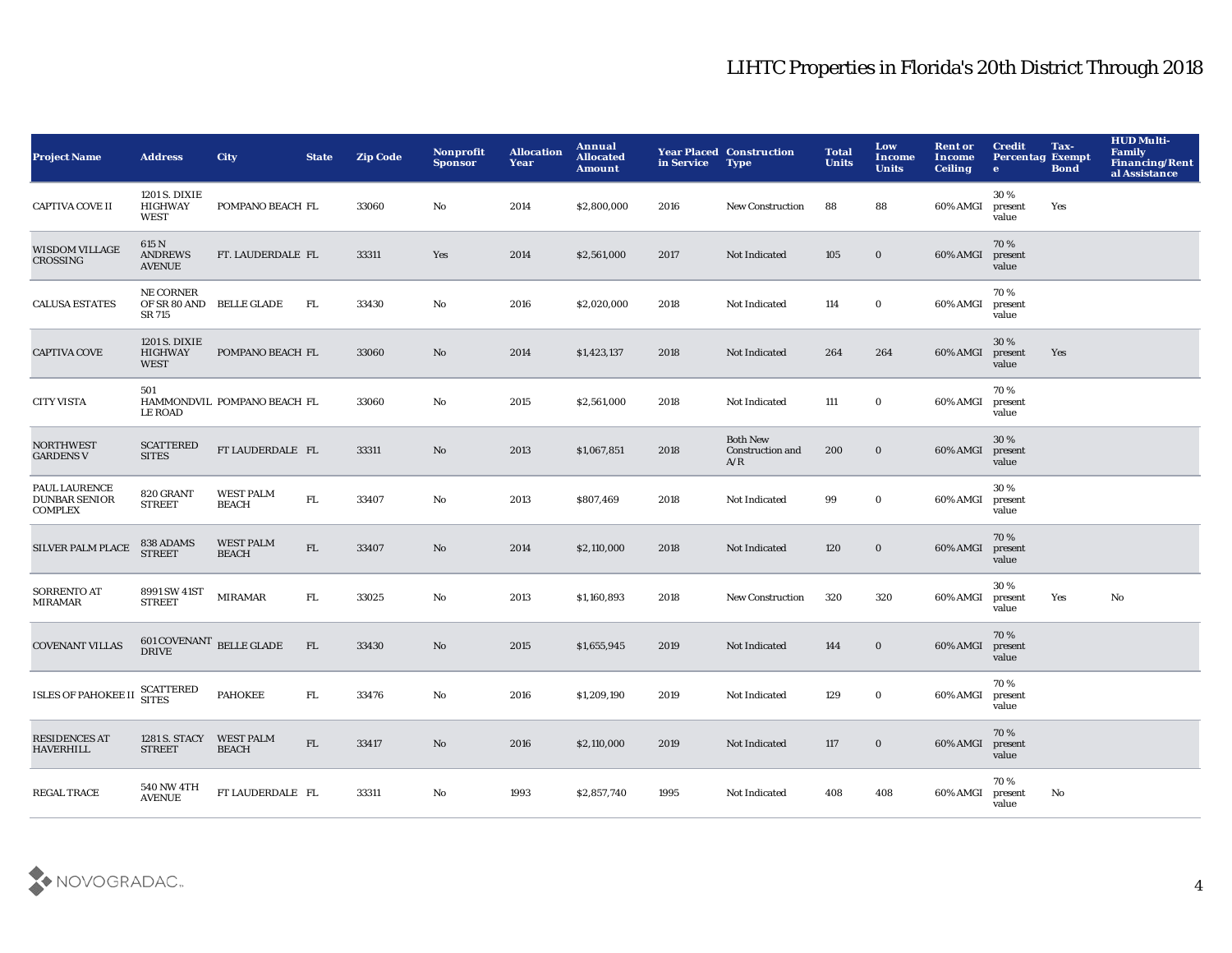# LIHTC Properties in Florida's 20th District Through 2018

| Project Name | Address | City | State | Zip Code | Nonprofit Sponsor | Allocation Year | Annual Allocated Amount | Year Placed in Service | Construction Type | Total Units | Low Income Units | Rent or Income Ceiling | Credit Percentage | Tax-Exempt Bond | HUD Multi-Family Financing/Rental Assistance |
|---|---|---|---|---|---|---|---|---|---|---|---|---|---|---|---|
| CAPTIVA COVE II | 1201 S. DIXIE HIGHWAY WEST | POMPANO BEACH | FL | 33060 | No | 2014 | $2,800,000 | 2016 | New Construction | 88 | 88 | 60% AMGI | 30 % present value | Yes | |
| WISDOM VILLAGE CROSSING | 615 N ANDREWS AVENUE | FT. LAUDERDALE | FL | 33311 | Yes | 2014 | $2,561,000 | 2017 | Not Indicated | 105 | 0 | 60% AMGI | 70 % present value | | |
| CALUSA ESTATES | NE CORNER OF SR 80 AND SR 715 | BELLE GLADE | FL | 33430 | No | 2016 | $2,020,000 | 2018 | Not Indicated | 114 | 0 | 60% AMGI | 70 % present value | | |
| CAPTIVA COVE | 1201 S. DIXIE HIGHWAY WEST | POMPANO BEACH | FL | 33060 | No | 2014 | $1,423,137 | 2018 | Not Indicated | 264 | 264 | 60% AMGI | 30 % present value | Yes | |
| CITY VISTA | 501 HAMMONDVILLE ROAD | POMPANO BEACH | FL | 33060 | No | 2015 | $2,561,000 | 2018 | Not Indicated | 111 | 0 | 60% AMGI | 70 % present value | | |
| NORTHWEST GARDENS V | SCATTERED SITES | FT LAUDERDALE | FL | 33311 | No | 2013 | $1,067,851 | 2018 | Both New Construction and A/R | 200 | 0 | 60% AMGI | 30 % present value | | |
| PAUL LAURENCE DUNBAR SENIOR COMPLEX | 820 GRANT STREET | WEST PALM BEACH | FL | 33407 | No | 2013 | $807,469 | 2018 | Not Indicated | 99 | 0 | 60% AMGI | 30 % present value | | |
| SILVER PALM PLACE | 838 ADAMS STREET | WEST PALM BEACH | FL | 33407 | No | 2014 | $2,110,000 | 2018 | Not Indicated | 120 | 0 | 60% AMGI | 70 % present value | | |
| SORRENTO AT MIRAMAR | 8991 SW 41ST STREET | MIRAMAR | FL | 33025 | No | 2013 | $1,160,893 | 2018 | New Construction | 320 | 320 | 60% AMGI | 30 % present value | Yes | No |
| COVENANT VILLAS | 601 COVENANT DRIVE | BELLE GLADE | FL | 33430 | No | 2015 | $1,655,945 | 2019 | Not Indicated | 144 | 0 | 60% AMGI | 70 % present value | | |
| ISLES OF PAHOKEE II | SCATTERED SITES | PAHOKEE | FL | 33476 | No | 2016 | $1,209,190 | 2019 | Not Indicated | 129 | 0 | 60% AMGI | 70 % present value | | |
| RESIDENCES AT HAVERHILL | 1281 S. STACY STREET | WEST PALM BEACH | FL | 33417 | No | 2016 | $2,110,000 | 2019 | Not Indicated | 117 | 0 | 60% AMGI | 70 % present value | | |
| REGAL TRACE | 540 NW 4TH AVENUE | FT LAUDERDALE | FL | 33311 | No | 1993 | $2,857,740 | 1995 | Not Indicated | 408 | 408 | 60% AMGI | 70 % present value | No | |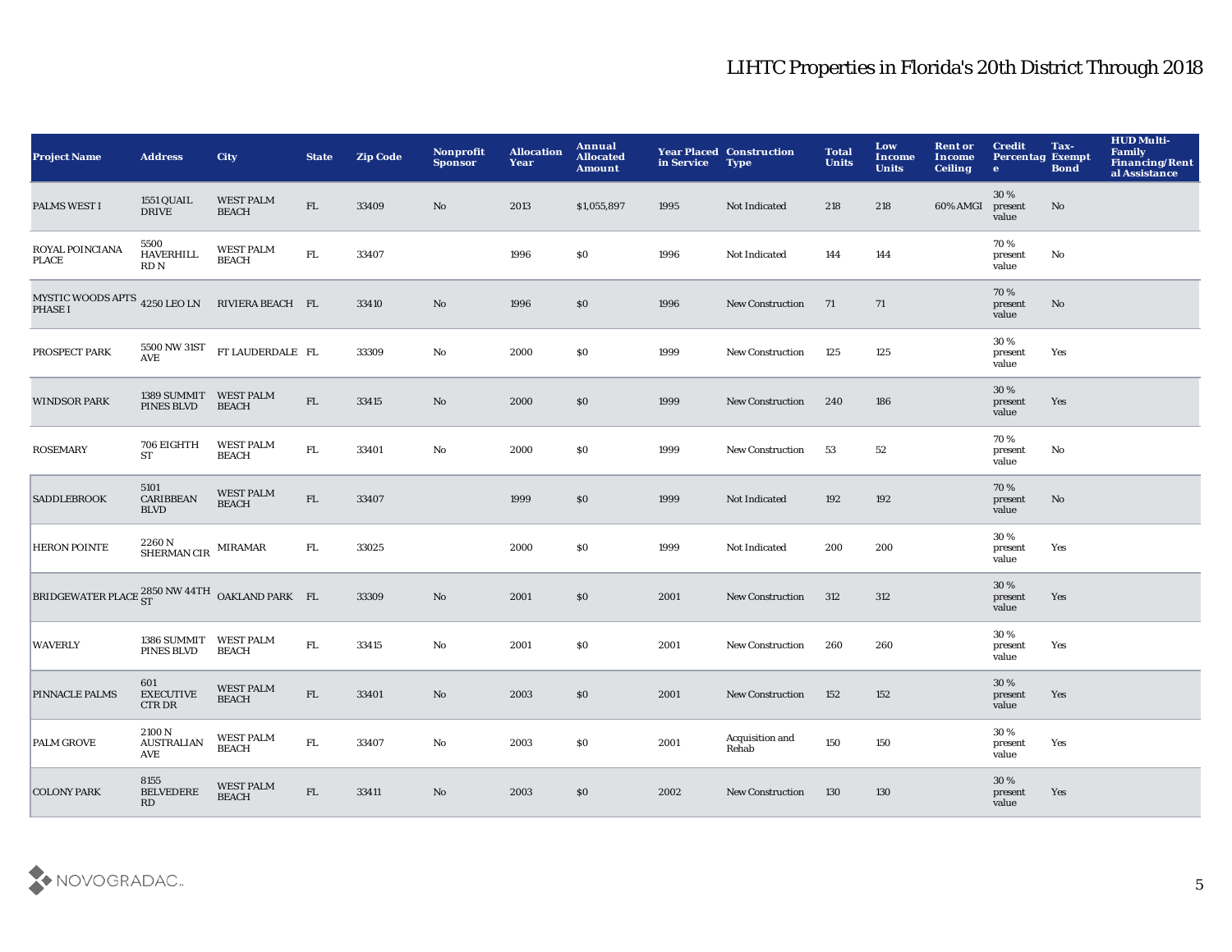# LIHTC Properties in Florida's 20th District Through 2018

| Project Name | Address | City | State | Zip Code | Nonprofit Sponsor | Allocation Year | Annual Allocated Amount | Year Placed in Service | Construction Type | Total Units | Low Income Units | Rent or Income Ceiling | Credit Percentage | Tax-Exempt Bond | HUD Multi-Family Financing/Rental Assistance |
|---|---|---|---|---|---|---|---|---|---|---|---|---|---|---|---|
| PALMS WEST I | 1551 QUAIL DRIVE | WEST PALM BEACH | FL | 33409 | No | 2013 | $1,055,897 | 1995 | Not Indicated | 218 | 218 | 60% AMGI | 30 % present value | No | |
| ROYAL POINCIANA PLACE | 5500 HAVERHILL RD N | WEST PALM BEACH | FL | 33407 | | 1996 | $0 | 1996 | Not Indicated | 144 | 144 | | 70 % present value | No | |
| MYSTIC WOODS APTS PHASE I | 4250 LEO LN | RIVIERA BEACH | FL | 33410 | No | 1996 | $0 | 1996 | New Construction | 71 | 71 | | 70 % present value | No | |
| PROSPECT PARK | 5500 NW 31ST AVE | FT LAUDERDALE | FL | 33309 | No | 2000 | $0 | 1999 | New Construction | 125 | 125 | | 30 % present value | Yes | |
| WINDSOR PARK | 1389 SUMMIT PINES BLVD | WEST PALM BEACH | FL | 33415 | No | 2000 | $0 | 1999 | New Construction | 240 | 186 | | 30 % present value | Yes | |
| ROSEMARY | 706 EIGHTH ST | WEST PALM BEACH | FL | 33401 | No | 2000 | $0 | 1999 | New Construction | 53 | 52 | | 70 % present value | No | |
| SADDLEBROOK | 5101 CARIBBEAN BLVD | WEST PALM BEACH | FL | 33407 | | 1999 | $0 | 1999 | Not Indicated | 192 | 192 | | 70 % present value | No | |
| HERON POINTE | 2260 N SHERMAN CIR | MIRAMAR | FL | 33025 | | 2000 | $0 | 1999 | Not Indicated | 200 | 200 | | 30 % present value | Yes | |
| BRIDGEWATER PLACE | 2850 NW 44TH ST | OAKLAND PARK | FL | 33309 | No | 2001 | $0 | 2001 | New Construction | 312 | 312 | | 30 % present value | Yes | |
| WAVERLY | 1386 SUMMIT PINES BLVD | WEST PALM BEACH | FL | 33415 | No | 2001 | $0 | 2001 | New Construction | 260 | 260 | | 30 % present value | Yes | |
| PINNACLE PALMS | 601 EXECUTIVE CTR DR | WEST PALM BEACH | FL | 33401 | No | 2003 | $0 | 2001 | New Construction | 152 | 152 | | 30 % present value | Yes | |
| PALM GROVE | 2100 N AUSTRALIAN AVE | WEST PALM BEACH | FL | 33407 | No | 2003 | $0 | 2001 | Acquisition and Rehab | 150 | 150 | | 30 % present value | Yes | |
| COLONY PARK | 8155 BELVEDERE RD | WEST PALM BEACH | FL | 33411 | No | 2003 | $0 | 2002 | New Construction | 130 | 130 | | 30 % present value | Yes | |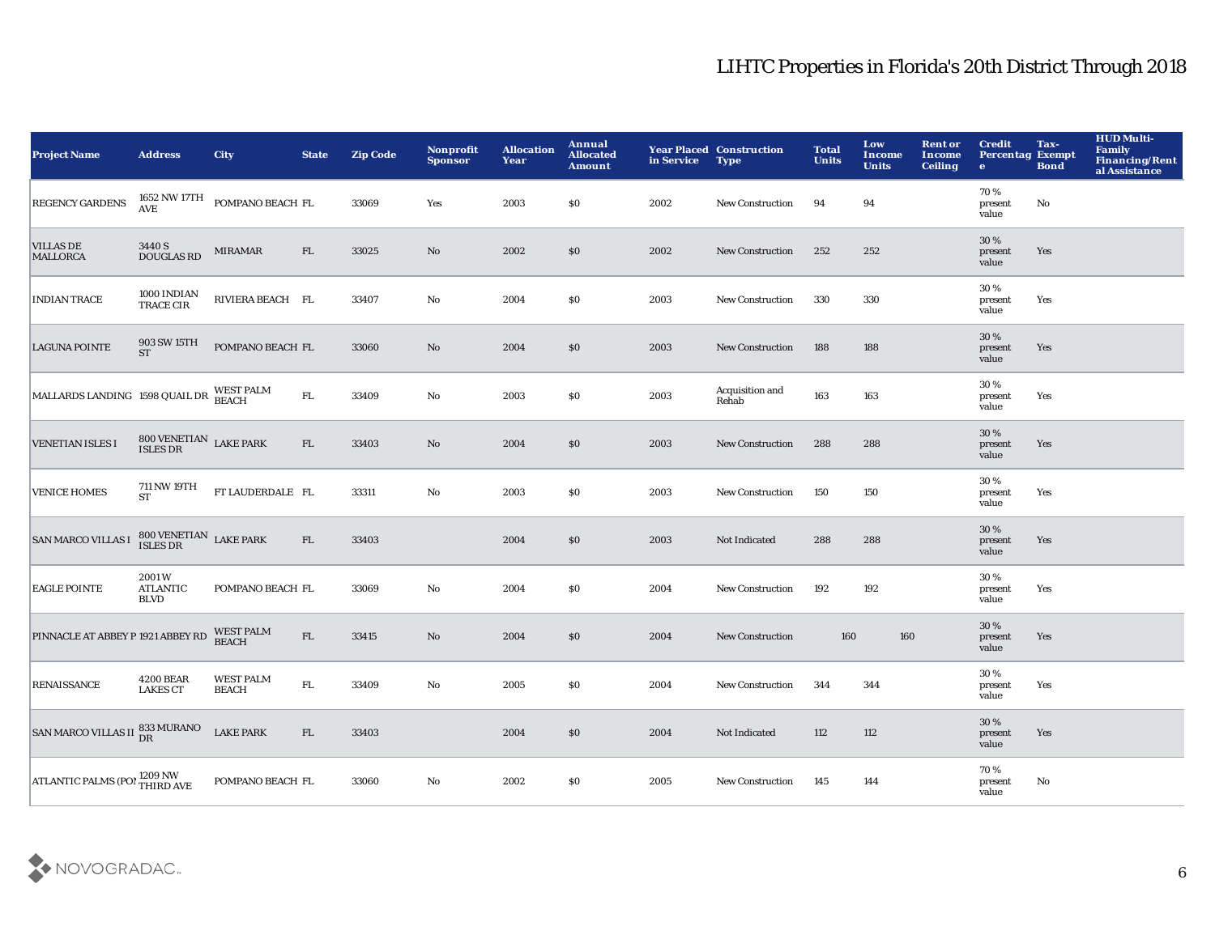| Project Name | Address | City | State | Zip Code | Nonprofit Sponsor | Allocation Year | Annual Allocated Amount | Year Placed in Service | Construction Type | Total Units | Low Income Units | Rent or Income Ceiling | Credit Percentage | Tax-Exempt Bond | HUD Multi-Family Financing/Rental Assistance |
|---|---|---|---|---|---|---|---|---|---|---|---|---|---|---|---|
| REGENCY GARDENS | 1652 NW 17TH AVE | POMPANO BEACH | FL | 33069 | Yes | 2003 | $0 | 2002 | New Construction | 94 | 94 | | 70 % present value | No | |
| VILLAS DE MALLORCA | 3440 S DOUGLAS RD | MIRAMAR | FL | 33025 | No | 2002 | $0 | 2002 | New Construction | 252 | 252 | | 30 % present value | Yes | |
| INDIAN TRACE | 1000 INDIAN TRACE CIR | RIVIERA BEACH | FL | 33407 | No | 2004 | $0 | 2003 | New Construction | 330 | 330 | | 30 % present value | Yes | |
| LAGUNA POINTE | 903 SW 15TH ST | POMPANO BEACH | FL | 33060 | No | 2004 | $0 | 2003 | New Construction | 188 | 188 | | 30 % present value | Yes | |
| MALLARDS LANDING | 1598 QUAIL DR | WEST PALM BEACH | FL | 33409 | No | 2003 | $0 | 2003 | Acquisition and Rehab | 163 | 163 | | 30 % present value | Yes | |
| VENETIAN ISLES I | 800 VENETIAN ISLES DR | LAKE PARK | FL | 33403 | No | 2004 | $0 | 2003 | New Construction | 288 | 288 | | 30 % present value | Yes | |
| VENICE HOMES | 711 NW 19TH ST | FT LAUDERDALE | FL | 33311 | No | 2003 | $0 | 2003 | New Construction | 150 | 150 | | 30 % present value | Yes | |
| SAN MARCO VILLAS I | 800 VENETIAN ISLES DR | LAKE PARK | FL | 33403 | | 2004 | $0 | 2003 | Not Indicated | 288 | 288 | | 30 % present value | Yes | |
| EAGLE POINTE | 2001 W ATLANTIC BLVD | POMPANO BEACH | FL | 33069 | No | 2004 | $0 | 2004 | New Construction | 192 | 192 | | 30 % present value | Yes | |
| PINNACLE AT ABBEY P | 1921 ABBEY RD | WEST PALM BEACH | FL | 33415 | No | 2004 | $0 | 2004 | New Construction | 160 | 160 | | 30 % present value | Yes | |
| RENAISSANCE | 4200 BEAR LAKES CT | WEST PALM BEACH | FL | 33409 | No | 2005 | $0 | 2004 | New Construction | 344 | 344 | | 30 % present value | Yes | |
| SAN MARCO VILLAS II | 833 MURANO DR | LAKE PARK | FL | 33403 | | 2004 | $0 | 2004 | Not Indicated | 112 | 112 | | 30 % present value | Yes | |
| ATLANTIC PALMS (POI | 1209 NW THIRD AVE | POMPANO BEACH | FL | 33060 | No | 2002 | $0 | 2005 | New Construction | 145 | 144 | | 70 % present value | No | |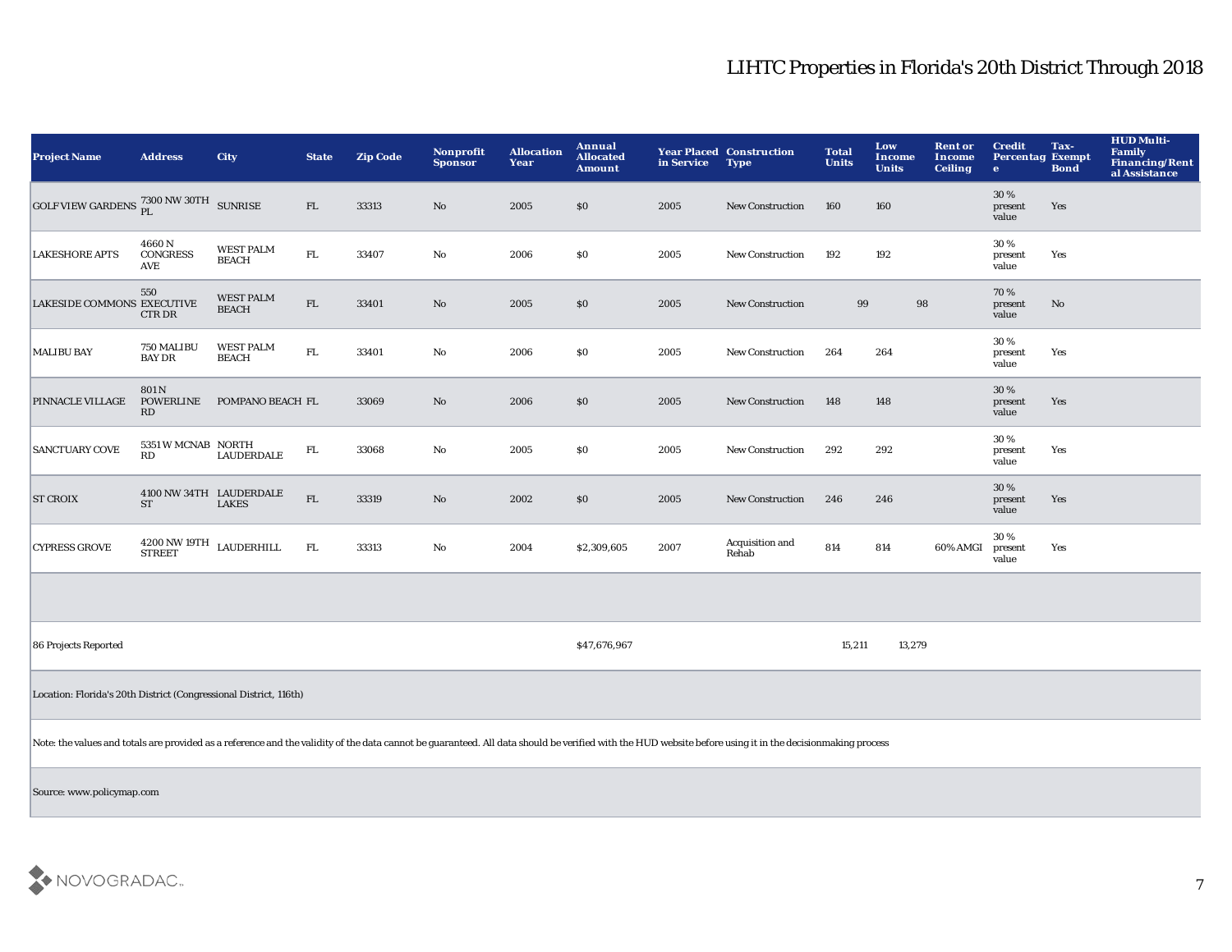# LIHTC Properties in Florida's 20th District Through 2018

| Project Name | Address | City | State | Zip Code | Nonprofit Sponsor | Allocation Year | Annual Allocated Amount | Year Placed in Service | Construction Type | Total Units | Low Income Units | Rent or Income Ceiling | Credit Percentage | Tax-Exempt Bond | HUD Multi-Family Financing/Rental Assistance |
|---|---|---|---|---|---|---|---|---|---|---|---|---|---|---|---|
| GOLF VIEW GARDENS | 7300 NW 30TH PL | SUNRISE | FL | 33313 | No | 2005 | $0 | 2005 | New Construction | 160 | 160 | | 30 % present value | Yes | |
| LAKESHORE APTS | 4660 N CONGRESS AVE | WEST PALM BEACH | FL | 33407 | No | 2006 | $0 | 2005 | New Construction | 192 | 192 | | 30 % present value | Yes | |
| LAKESIDE COMMONS | 550 EXECUTIVE CTR DR | WEST PALM BEACH | FL | 33401 | No | 2005 | $0 | 2005 | New Construction | 99 | 98 | | 70 % present value | No | |
| MALIBU BAY | 750 MALIBU BAY DR | WEST PALM BEACH | FL | 33401 | No | 2006 | $0 | 2005 | New Construction | 264 | 264 | | 30 % present value | Yes | |
| PINNACLE VILLAGE | 801 N POWERLINE RD | POMPANO BEACH | FL | 33069 | No | 2006 | $0 | 2005 | New Construction | 148 | 148 | | 30 % present value | Yes | |
| SANCTUARY COVE | 5351 W MCNAB RD | NORTH LAUDERDALE | FL | 33068 | No | 2005 | $0 | 2005 | New Construction | 292 | 292 | | 30 % present value | Yes | |
| ST CROIX | 4100 NW 34TH ST | LAUDERDALE LAKES | FL | 33319 | No | 2002 | $0 | 2005 | New Construction | 246 | 246 | | 30 % present value | Yes | |
| CYPRESS GROVE | 4200 NW 19TH STREET | LAUDERHILL | FL | 33313 | No | 2004 | $2,309,605 | 2007 | Acquisition and Rehab | 814 | 814 | 60% AMGI | 30 % present value | Yes | |
| | | | | | | | | | | | | | | | |
| 86 Projects Reported | | | | | | | $47,676,967 | | | 15,211 | 13,279 | | | | |

Location: Florida's 20th District (Congressional District, 116th)

Note: the values and totals are provided as a reference and the validity of the data cannot be guaranteed. All data should be verified with the HUD website before using it in the decisionmaking process

Source: www.policymap.com